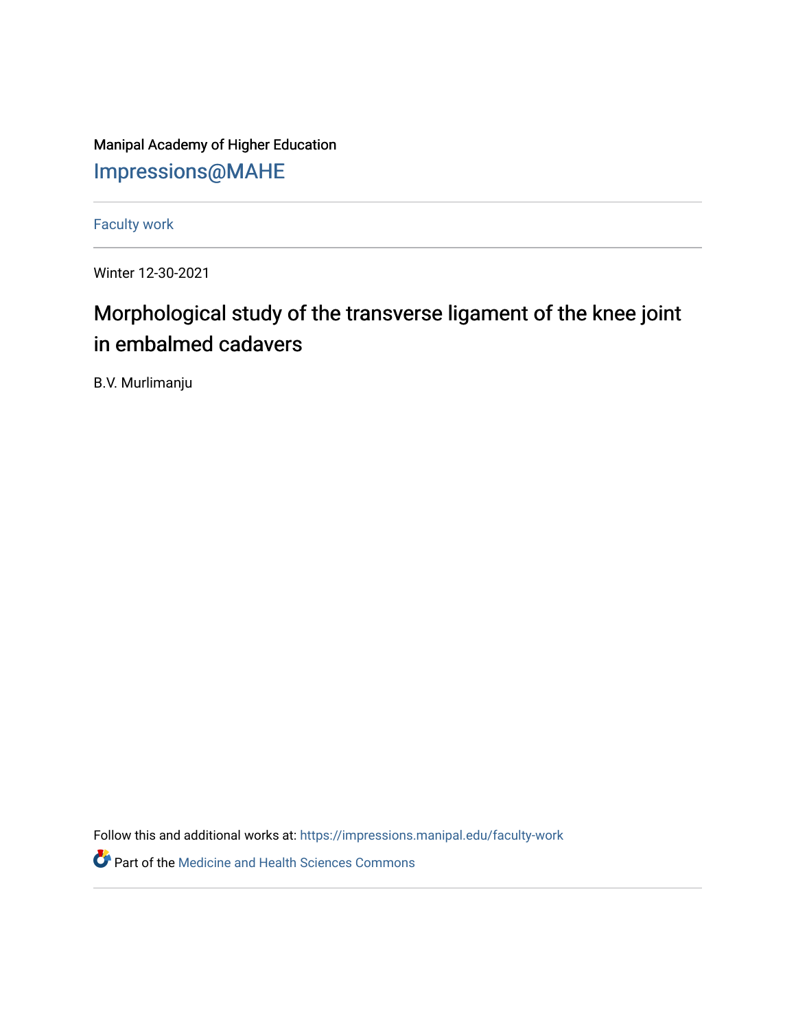Manipal Academy of Higher Education

Impressions@MAHE

Faculty work

Winter 12-30-2021

# Morphological study of the transverse ligament of the knee joint in embalmed cadavers

B.V. Murlimanju

Follow this and additional works at: https://impressions.manipal.edu/faculty-work

Part of the Medicine and Health Sciences Commons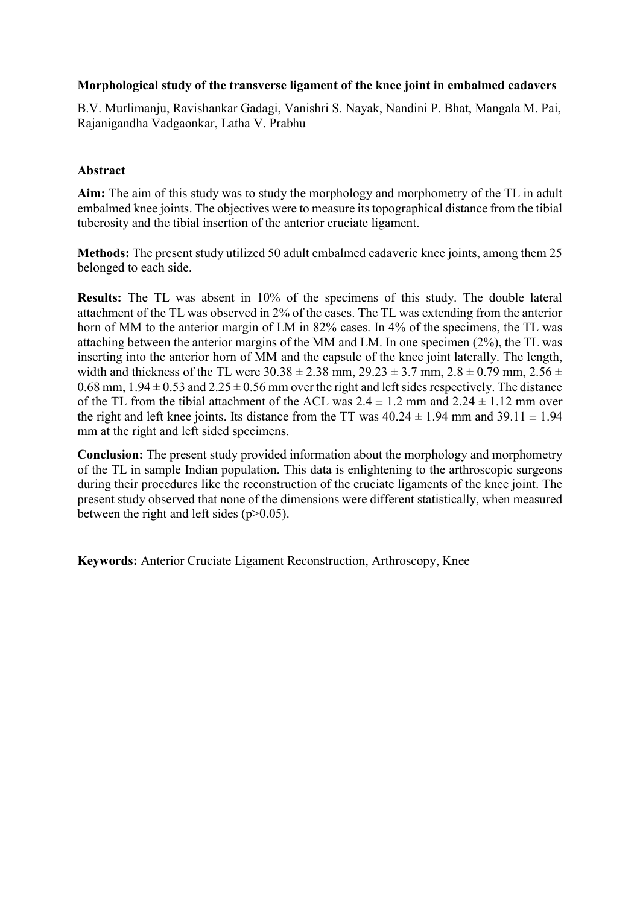**Morphological study of the transverse ligament of the knee joint in embalmed cadavers**

B.V. Murlimanju, Ravishankar Gadagi, Vanishri S. Nayak, Nandini P. Bhat, Mangala M. Pai, Rajanigandha Vadgaonkar, Latha V. Prabhu

## Abstract

**Aim:** The aim of this study was to study the morphology and morphometry of the TL in adult embalmed knee joints. The objectives were to measure its topographical distance from the tibial tuberosity and the tibial insertion of the anterior cruciate ligament.

**Methods:** The present study utilized 50 adult embalmed cadaveric knee joints, among them 25 belonged to each side.

**Results:** The TL was absent in 10% of the specimens of this study. The double lateral attachment of the TL was observed in 2% of the cases. The TL was extending from the anterior horn of MM to the anterior margin of LM in 82% cases. In 4% of the specimens, the TL was attaching between the anterior margins of the MM and LM. In one specimen (2%), the TL was inserting into the anterior horn of MM and the capsule of the knee joint laterally. The length, width and thickness of the TL were 30.38 ± 2.38 mm, 29.23 ± 3.7 mm, 2.8 ± 0.79 mm, 2.56 ± 0.68 mm, 1.94 ± 0.53 and 2.25 ± 0.56 mm over the right and left sides respectively. The distance of the TL from the tibial attachment of the ACL was 2.4 ± 1.2 mm and 2.24 ± 1.12 mm over the right and left knee joints. Its distance from the TT was 40.24 ± 1.94 mm and 39.11 ± 1.94 mm at the right and left sided specimens.

**Conclusion:** The present study provided information about the morphology and morphometry of the TL in sample Indian population. This data is enlightening to the arthroscopic surgeons during their procedures like the reconstruction of the cruciate ligaments of the knee joint. The present study observed that none of the dimensions were different statistically, when measured between the right and left sides ($p>0.05$).

**Keywords:** Anterior Cruciate Ligament Reconstruction, Arthroscopy, Knee